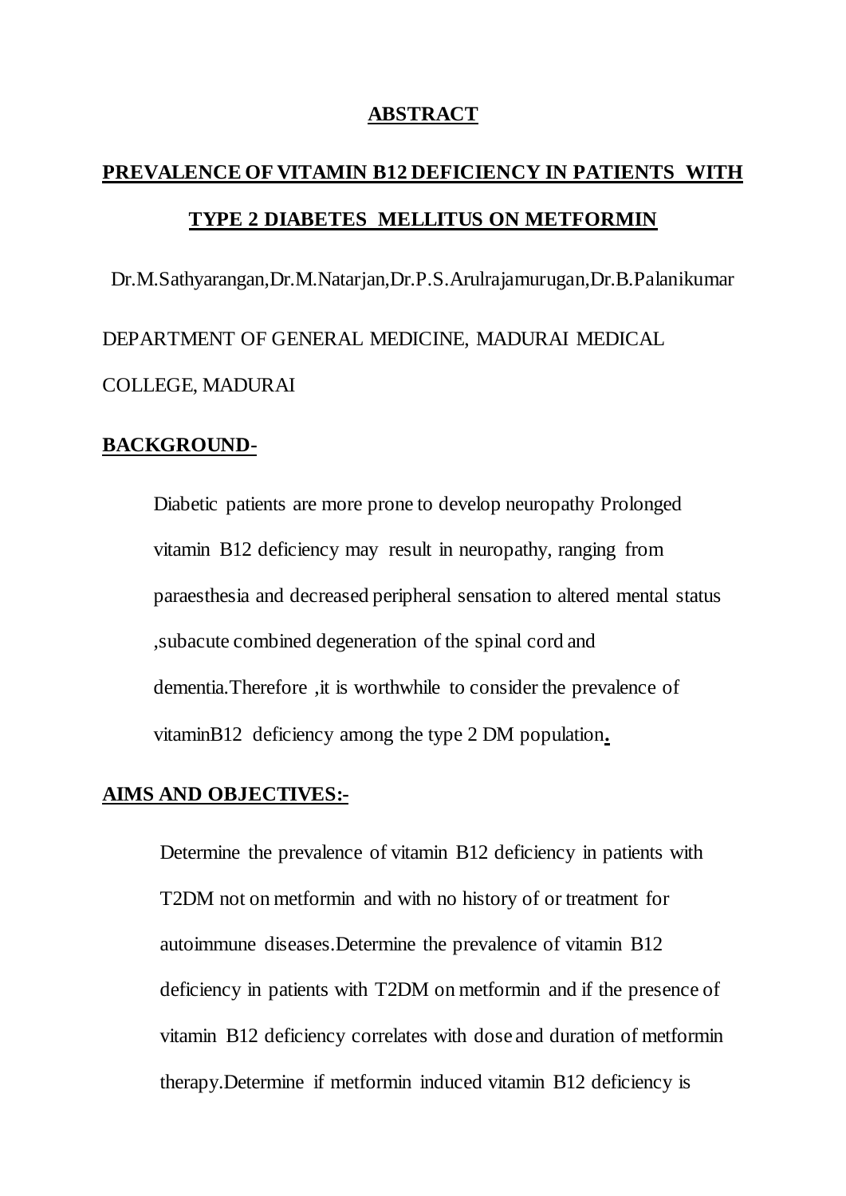# ABSTRACT

## PREVALENCE OF VITAMIN B12 DEFICIENCY IN PATIENTS WITH TYPE 2 DIABETES MELLITUS ON METFORMIN

Dr.M.Sathyarangan,Dr.M.Natarjan,Dr.P.S.Arulrajamurugan,Dr.B.Palanikumar

DEPARTMENT OF GENERAL MEDICINE, MADURAI MEDICAL COLLEGE, MADURAI

## BACKGROUND-

Diabetic patients are more prone to develop neuropathy Prolonged vitamin B12 deficiency may result in neuropathy, ranging from paraesthesia and decreased peripheral sensation to altered mental status ,subacute combined degeneration of the spinal cord and dementia.Therefore ,it is worthwhile to consider the prevalence of vitaminB12 deficiency among the type 2 DM population.

## AIMS AND OBJECTIVES:-

Determine the prevalence of vitamin B12 deficiency in patients with T2DM not on metformin and with no history of or treatment for autoimmune diseases.Determine the prevalence of vitamin B12 deficiency in patients with T2DM on metformin and if the presence of vitamin B12 deficiency correlates with dose and duration of metformin therapy.Determine if metformin induced vitamin B12 deficiency is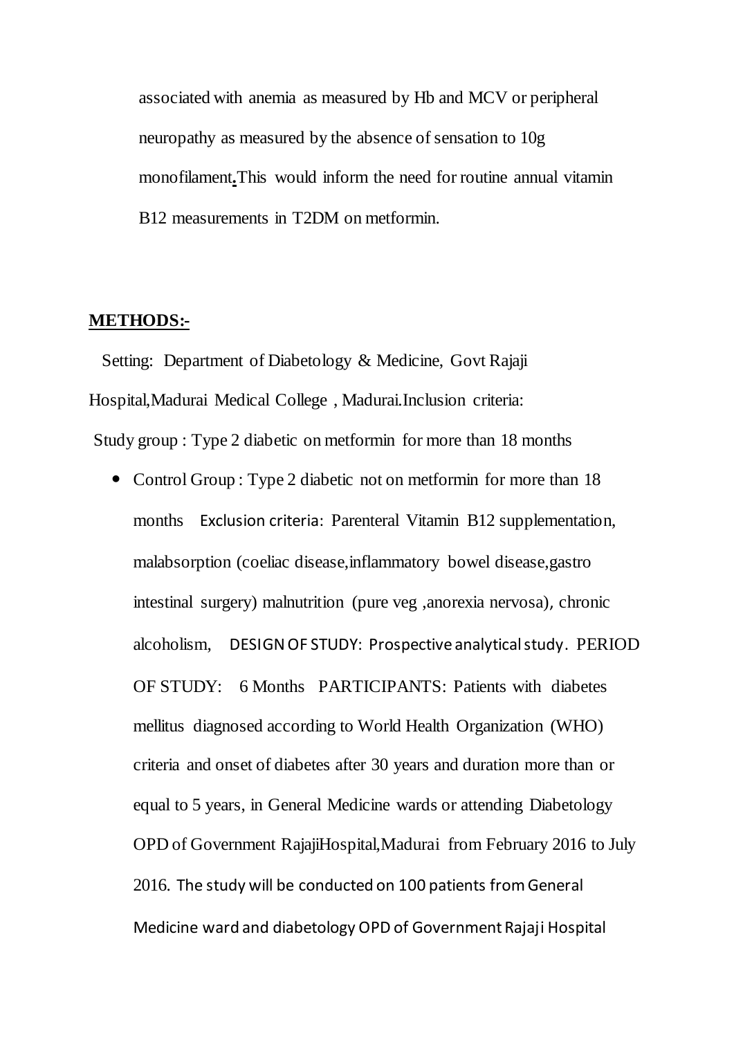associated with anemia as measured by Hb and MCV or peripheral neuropathy as measured by the absence of sensation to 10g monofilament**.**This would inform the need for routine annual vitamin B12 measurements in T2DM on metformin.

**METHODS:-**

Setting: Department of Diabetology & Medicine, Govt Rajaji Hospital,Madurai Medical College , Madurai.Inclusion criteria:

Study group : Type 2 diabetic on metformin for more than 18 months

- Control Group : Type 2 diabetic not on metformin for more than 18 months Exclusion criteria: Parenteral Vitamin B12 supplementation, malabsorption (coeliac disease,inflammatory bowel disease,gastro intestinal surgery) malnutrition (pure veg ,anorexia nervosa), chronic alcoholism, DESIGN OF STUDY: Prospective analytical study. PERIOD OF STUDY: 6 Months PARTICIPANTS: Patients with diabetes mellitus diagnosed according to World Health Organization (WHO) criteria and onset of diabetes after 30 years and duration more than or equal to 5 years, in General Medicine wards or attending Diabetology OPD of Government RajajiHospital,Madurai from February 2016 to July 2016. The study will be conducted on 100 patients from General Medicine ward and diabetology OPD of Government Rajaji Hospital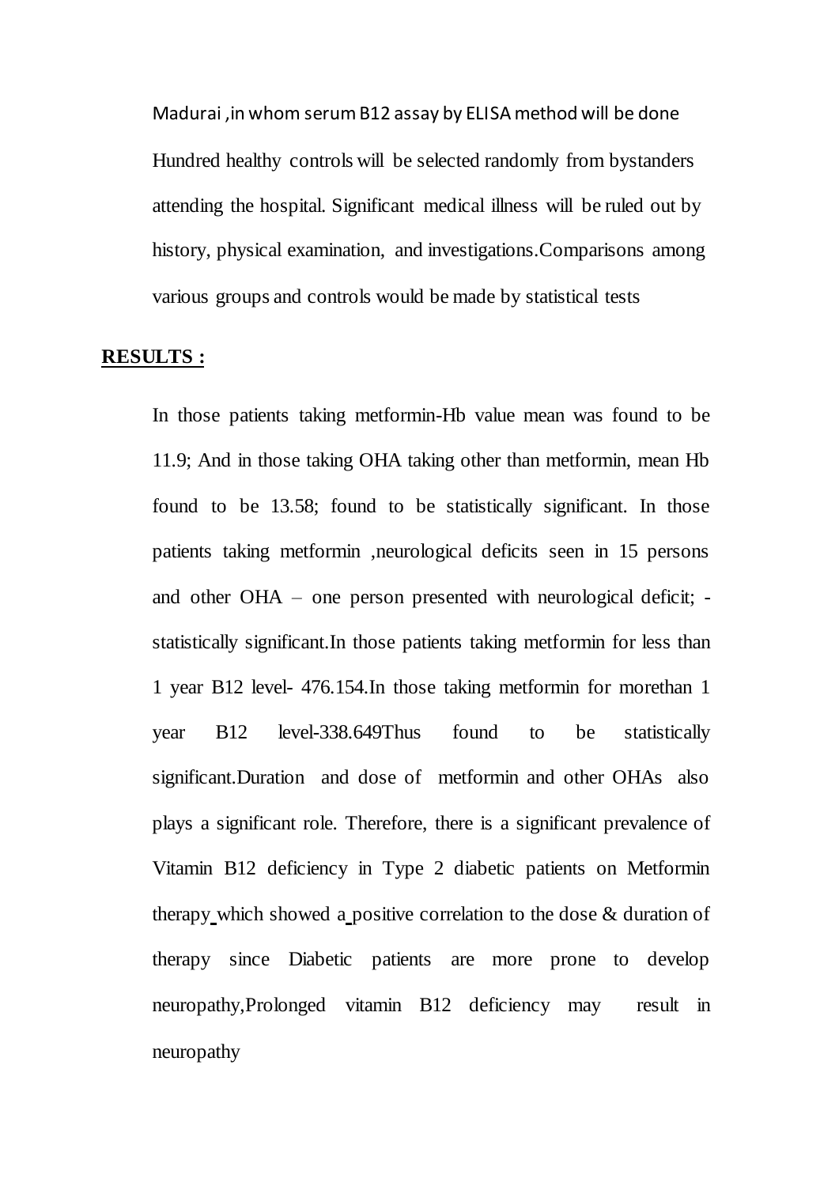Madurai ,in whom serum B12 assay by ELISA method will be done Hundred healthy controls will be selected randomly from bystanders attending the hospital. Significant medical illness will be ruled out by history, physical examination, and investigations.Comparisons among various groups and controls would be made by statistical tests

## **RESULTS :**

In those patients taking metformin-Hb value mean was found to be 11.9; And in those taking OHA taking other than metformin, mean Hb found to be 13.58; found to be statistically significant. In those patients taking metformin ,neurological deficits seen in 15 persons and other OHA – one person presented with neurological deficit; -statistically significant.In those patients taking metformin for less than 1 year B12 level- 476.154.In those taking metformin for morethan 1 year B12 level-338.649Thus found to be statistically significant.Duration and dose of metformin and other OHAs also plays a significant role. Therefore, there is a significant prevalence of Vitamin B12 deficiency in Type 2 diabetic patients on Metformin therapy which showed a positive correlation to the dose & duration of therapy since Diabetic patients are more prone to develop neuropathy,Prolonged vitamin B12 deficiency may result in neuropathy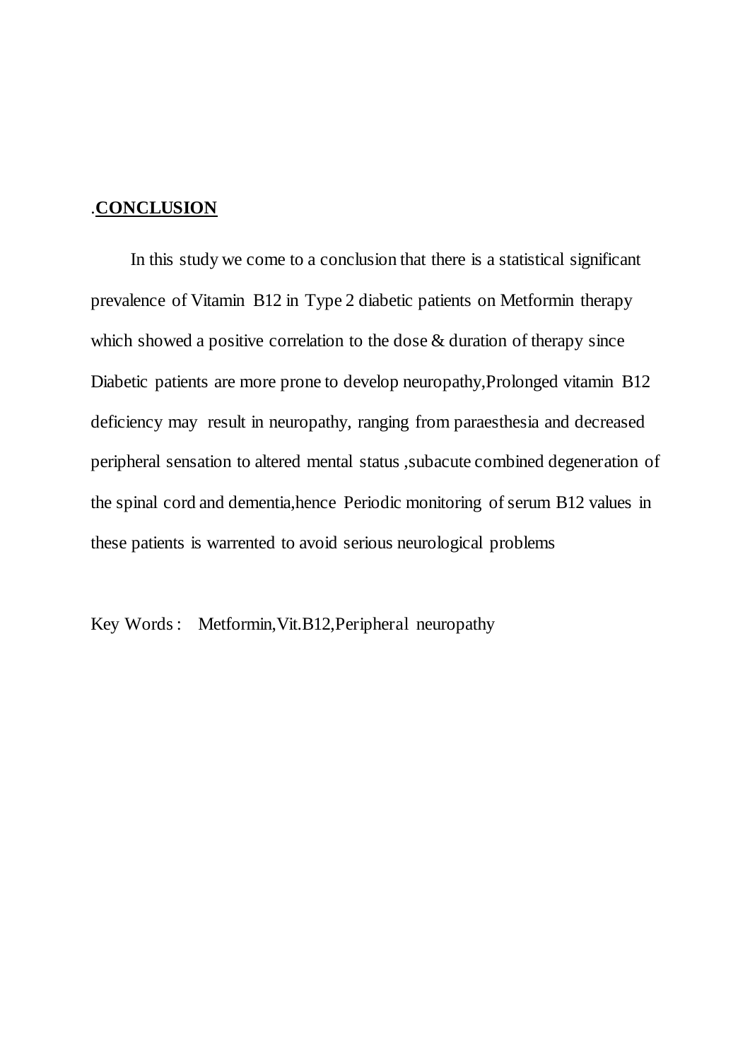## .CONCLUSION

In this study we come to a conclusion that there is a statistical significant prevalence of Vitamin B12 in Type 2 diabetic patients on Metformin therapy which showed a positive correlation to the dose & duration of therapy since Diabetic patients are more prone to develop neuropathy,Prolonged vitamin B12 deficiency may result in neuropathy, ranging from paraesthesia and decreased peripheral sensation to altered mental status ,subacute combined degeneration of the spinal cord and dementia,hence Periodic monitoring of serum B12 values in these patients is warrented to avoid serious neurological problems

Key Words : Metformin,Vit.B12,Peripheral neuropathy